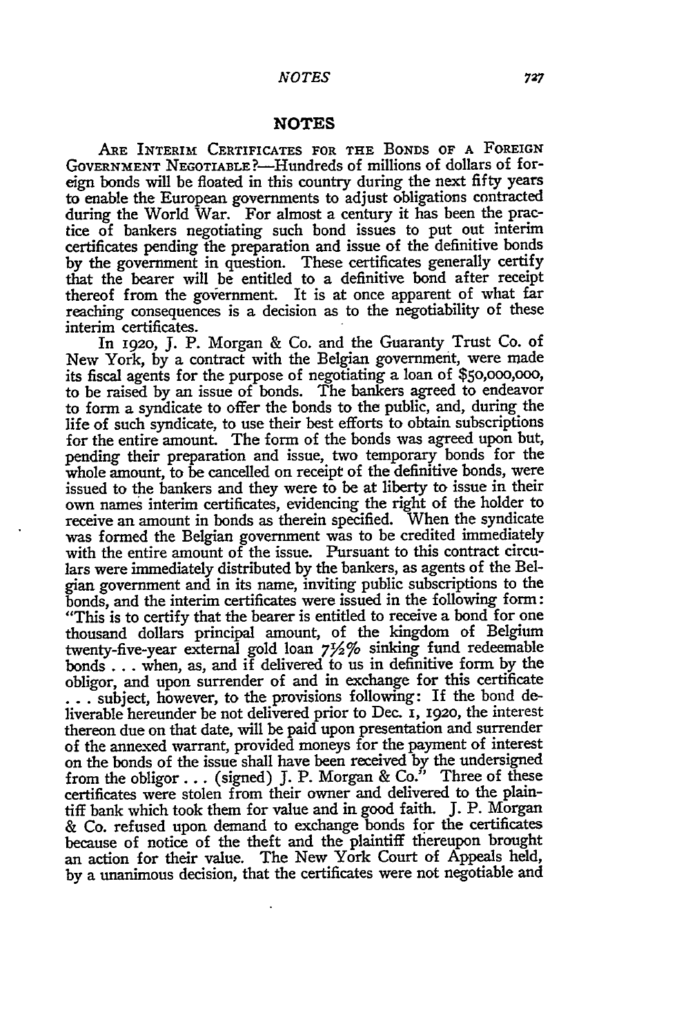# NOTES

ARE INTERIM CERTIFICATES FOR THE BONDS OF A FOREIGN GOVERNMENT NEGOTIABLE?—Hundreds of millions of dollars of foreign bonds will be floated in this country during the next fifty years to enable the European governments to adjust obligations contracted during the World War. For almost a century it has been the practice of bankers negotiating such bond issues to put out interim certificates pending the preparation and issue of the definitive bonds by the government in question. These certificates generally certify that the bearer will be entitled to a definitive bond after receipt thereof from the government. It is at once apparent of what far reaching consequences is a decision as to the negotiability of these interim certificates.

In 1920, J. P. Morgan & Co. and the Guaranty Trust Co. of New York, by a contract with the Belgian government, were made its fiscal agents for the purpose of negotiating a loan of $50,000,000, to be raised by an issue of bonds. The bankers agreed to endeavor to form a syndicate to offer the bonds to the public, and, during the life of such syndicate, to use their best efforts to obtain subscriptions for the entire amount. The form of the bonds was agreed upon but, pending their preparation and issue, two temporary bonds for the whole amount, to be cancelled on receipt of the definitive bonds, were issued to the bankers and they were to be at liberty to issue in their own names interim certificates, evidencing the right of the holder to receive an amount in bonds as therein specified. When the syndicate was formed the Belgian government was to be credited immediately with the entire amount of the issue. Pursuant to this contract circulars were immediately distributed by the bankers, as agents of the Belgian government and in its name, inviting public subscriptions to the bonds, and the interim certificates were issued in the following form: "This is to certify that the bearer is entitled to receive a bond for one thousand dollars principal amount, of the kingdom of Belgium twenty-five-year external gold loan 7½% sinking fund redeemable bonds . . . when, as, and if delivered to us in definitive form by the obligor, and upon surrender of and in exchange for this certificate . . . subject, however, to the provisions following: If the bond deliverable hereunder be not delivered prior to Dec. 1, 1920, the interest thereon due on that date, will be paid upon presentation and surrender of the annexed warrant, provided moneys for the payment of interest on the bonds of the issue shall have been received by the undersigned from the obligor . . . (signed) J. P. Morgan & Co." Three of these certificates were stolen from their owner and delivered to the plaintiff bank which took them for value and in good faith. J. P. Morgan & Co. refused upon demand to exchange bonds for the certificates because of notice of the theft and the plaintiff thereupon brought an action for their value. The New York Court of Appeals held, by a unanimous decision, that the certificates were not negotiable and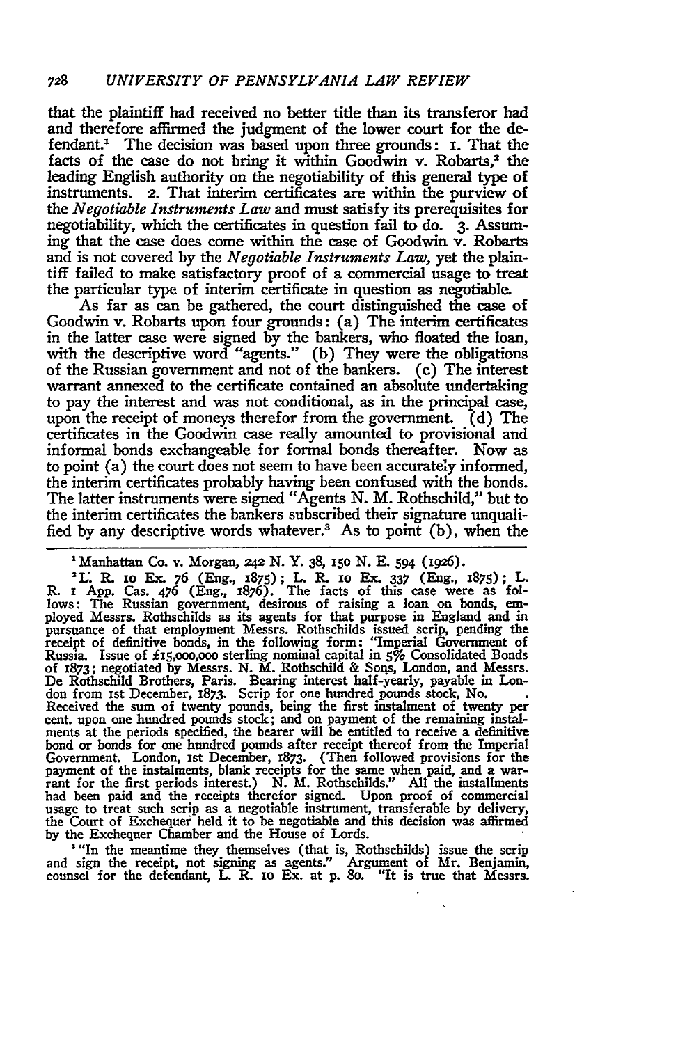that the plaintiff had received no better title than its transferor had and therefore affirmed the judgment of the lower court for the defendant.[1] The decision was based upon three grounds: 1. That the facts of the case do not bring it within Goodwin v. Robarts,[2] the leading English authority on the negotiability of this general type of instruments. 2. That interim certificates are within the purview of the *Negotiable Instruments Law* and must satisfy its prerequisites for negotiability, which the certificates in question fail to do. 3. Assuming that the case does come within the case of Goodwin v. Robarts and is not covered by the *Negotiable Instruments Law*, yet the plaintiff failed to make satisfactory proof of a commercial usage to treat the particular type of interim certificate in question as negotiable.

As far as can be gathered, the court distinguished the case of Goodwin v. Robarts upon four grounds: (a) The interim certificates in the latter case were signed by the bankers, who floated the loan, with the descriptive word "agents." (b) They were the obligations of the Russian government and not of the bankers. (c) The interest warrant annexed to the certificate contained an absolute undertaking to pay the interest and was not conditional, as in the principal case, upon the receipt of moneys therefor from the government. (d) The certificates in the Goodwin case really amounted to provisional and informal bonds exchangeable for formal bonds thereafter. Now as to point (a) the court does not seem to have been accurately informed, the interim certificates probably having been confused with the bonds. The latter instruments were signed "Agents N. M. Rothschild," but to the interim certificates the bankers subscribed their signature unqualified by any descriptive words whatever.[3] As to point (b), when the

---

[1] Manhattan Co. v. Morgan, 242 N. Y. 38, 150 N. E. 594 (1926).

[2] L. R. 10 Ex. 76 (Eng., 1875); L. R. 10 Ex. 337 (Eng., 1875); L. R. 1 App. Cas. 476 (Eng., 1876). The facts of this case were as follows: The Russian government, desirous of raising a loan on bonds, employed Messrs. Rothschilds as its agents for that purpose in England and in pursuance of that employment Messrs. Rothschilds issued scrip, pending the receipt of definitive bonds, in the following form: "Imperial Government of Russia. Issue of £15,000,000 sterling nominal capital in 5% Consolidated Bonds of 1873; negotiated by Messrs. N. M. Rothschild & Sons, London, and Messrs. De Rothschild Brothers, Paris. Bearing interest half-yearly, payable in London from 1st December, 1873. Scrip for one hundred pounds stock, No. . Received the sum of twenty pounds, being the first instalment of twenty per cent. upon one hundred pounds stock; and on payment of the remaining instalments at the periods specified, the bearer will be entitled to receive a definitive bond or bonds for one hundred pounds after receipt thereof from the Imperial Government. London, 1st December, 1873. (Then followed provisions for the payment of the instalments, blank receipts for the same when paid, and a warrant for the first periods interest.) N. M. Rothschilds." All the installments had been paid and the receipts therefor signed. Upon proof of commercial usage to treat such scrip as a negotiable instrument, transferable by delivery, the Court of Exchequer held it to be negotiable and this decision was affirmed by the Exchequer Chamber and the House of Lords.

[3] "In the meantime they themselves (that is, Rothschilds) issue the scrip and sign the receipt, not signing as agents." Argument of Mr. Benjamin, counsel for the defendant, L. R. 10 Ex. at p. 80. "It is true that Messrs.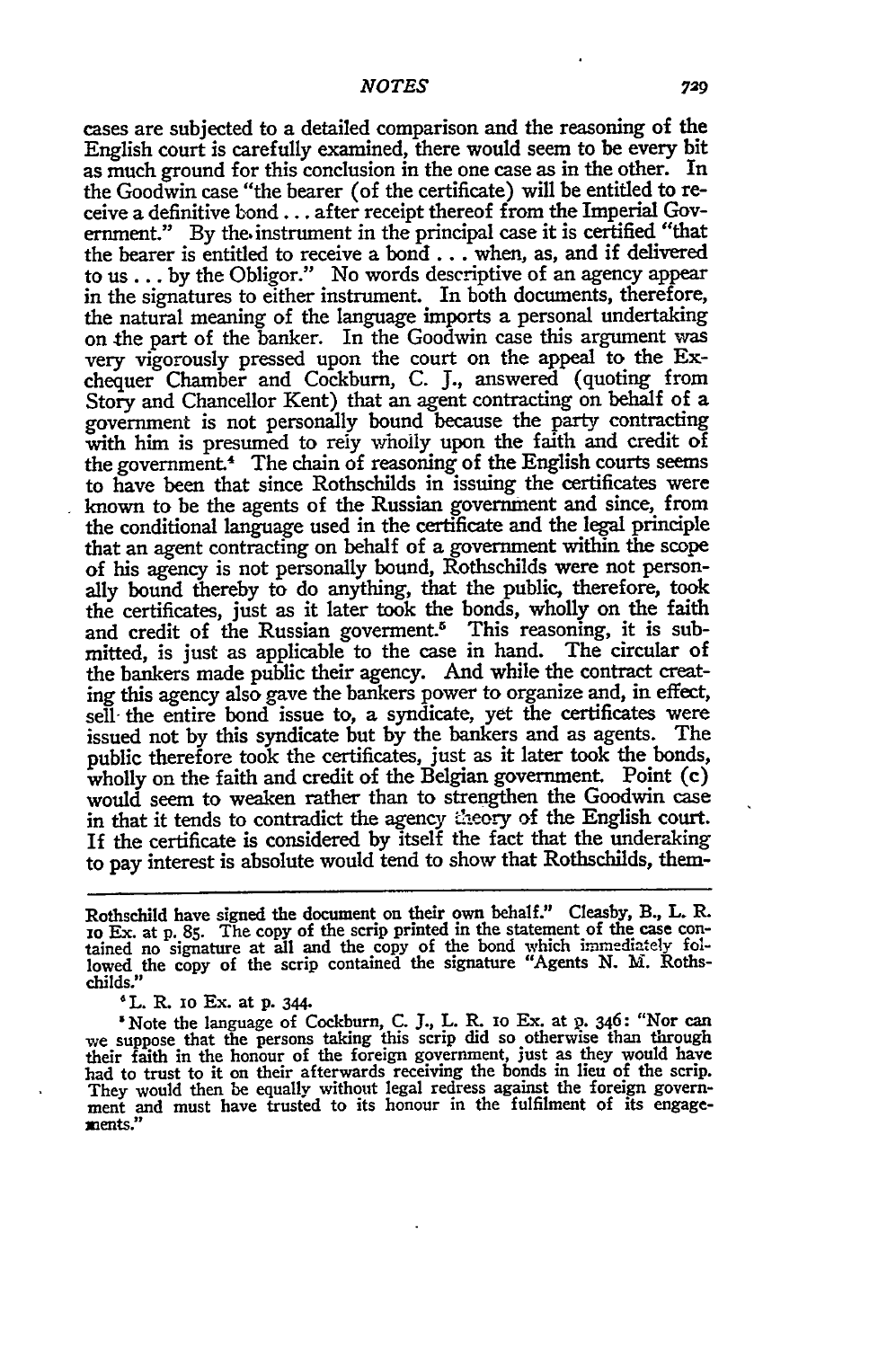cases are subjected to a detailed comparison and the reasoning of the English court is carefully examined, there would seem to be every bit as much ground for this conclusion in the one case as in the other. In the Goodwin case "the bearer (of the certificate) will be entitled to receive a definitive bond . . . after receipt thereof from the Imperial Government." By the instrument in the principal case it is certified "that the bearer is entitled to receive a bond . . . when, as, and if delivered to us . . . by the Obligor." No words descriptive of an agency appear in the signatures to either instrument. In both documents, therefore, the natural meaning of the language imports a personal undertaking on the part of the banker. In the Goodwin case this argument was very vigorously pressed upon the court on the appeal to the Exchequer Chamber and Cockburn, C. J., answered (quoting from Story and Chancellor Kent) that an agent contracting on behalf of a government is not personally bound because the party contracting with him is presumed to rely wholly upon the faith and credit of the government.[4] The chain of reasoning of the English courts seems to have been that since Rothschilds in issuing the certificates were known to be the agents of the Russian government and since, from the conditional language used in the certificate and the legal principle that an agent contracting on behalf of a government within the scope of his agency is not personally bound, Rothschilds were not personally bound thereby to do anything, that the public, therefore, took the certificates, just as it later took the bonds, wholly on the faith and credit of the Russian goverment.[5] This reasoning, it is submitted, is just as applicable to the case in hand. The circular of the bankers made public their agency. And while the contract creating this agency also gave the bankers power to organize and, in effect, sell the entire bond issue to, a syndicate, yet the certificates were issued not by this syndicate but by the bankers and as agents. The public therefore took the certificates, just as it later took the bonds, wholly on the faith and credit of the Belgian government. Point (c) would seem to weaken rather than to strengthen the Goodwin case in that it tends to contradict the agency theory of the English court. If the certificate is considered by itself the fact that the underaking to pay interest is absolute would tend to show that Rothschilds, them-

---

Rothschild have signed the document on their own behalf." Cleasby, B., L. R. 10 Ex. at p. 85. The copy of the scrip printed in the statement of the case contained no signature at all and the copy of the bond which immediately followed the copy of the scrip contained the signature "Agents N. M. Rothschilds."

[4] L. R. 10 Ex. at p. 344.

[5] Note the language of Cockburn, C. J., L. R. 10 Ex. at p. 346: "Nor can we suppose that the persons taking this scrip did so otherwise than through their faith in the honour of the foreign government, just as they would have had to trust to it on their afterwards receiving the bonds in lieu of the scrip. They would then be equally without legal redress against the foreign government and must have trusted to its honour in the fulfilment of its engagements."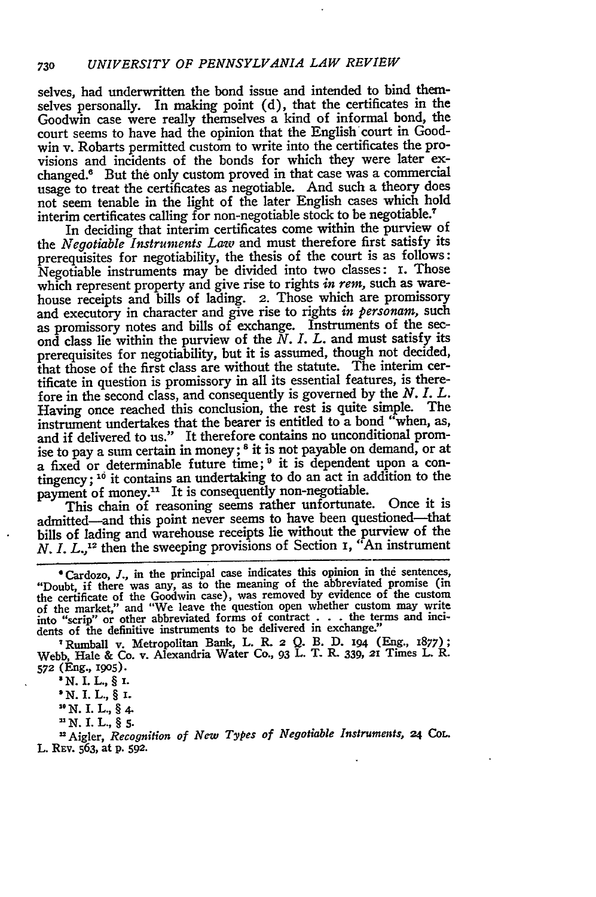selves, had underwritten the bond issue and intended to bind themselves personally. In making point (d), that the certificates in the Goodwin case were really themselves a kind of informal bond, the court seems to have had the opinion that the English court in Goodwin v. Roberts permitted custom to write into the certificates the provisions and incidents of the bonds for which they were later exchanged.[6] But the only custom proved in that case was a commercial usage to treat the certificates as negotiable. And such a theory does not seem tenable in the light of the later English cases which hold interim certificates calling for non-negotiable stock to be negotiable.[7]

In deciding that interim certificates come within the purview of the *Negotiable Instruments Law* and must therefore first satisfy its prerequisites for negotiability, the thesis of the court is as follows: Negotiable instruments may be divided into two classes: 1. Those which represent property and give rise to rights *in rem*, such as warehouse receipts and bills of lading. 2. Those which are promissory and executory in character and give rise to rights *in personam*, such as promissory notes and bills of exchange. Instruments of the second class lie within the purview of the *N. I. L.* and must satisfy its prerequisites for negotiability, but it is assumed, though not decided, that those of the first class are without the statute. The interim certificate in question is promissory in all its essential features, is therefore in the second class, and consequently is governed by the *N. I. L.* Having once reached this conclusion, the rest is quite simple. The instrument undertakes that the bearer is entitled to a bond "when, as, and if delivered to us." It therefore contains no unconditional promise to pay a sum certain in money;[8] it is not payable on demand, or at a fixed or determinable future time;[9] it is dependent upon a contingency;[10] it contains an undertaking to do an act in addition to the payment of money.[11] It is consequently non-negotiable.

This chain of reasoning seems rather unfortunate. Once it is admitted—and this point never seems to have been questioned—that bills of lading and warehouse receipts lie without the purview of the *N. I. L.*,[12] then the sweeping provisions of Section 1, "An instrument

---

[6] Cardozo, *J.*, in the principal case indicates this opinion in the sentences, "Doubt, if there was any, as to the meaning of the abbreviated promise (in the certificate of the Goodwin case), was removed by evidence of the custom of the market," and "We leave the question open whether custom may write into "scrip" or other abbreviated forms of contract . . . the terms and incidents of the definitive instruments to be delivered in exchange."

[7] Rumball v. Metropolitan Bank, L. R. 2 Q. B. D. 194 (Eng., 1877); Webb, Hale & Co. v. Alexandria Water Co., 93 L. T. R. 339, 21 Times L. R. 572 (Eng., 1905).

[8] N. I. L., § 1.

[9] N. I. L., § 1.

[10] N. I. L., § 4.

[11] N. I. L., § 5.

[12] Aigler, *Recognition of New Types of Negotiable Instruments*, 24 Col. L. Rev. 563, at p. 592.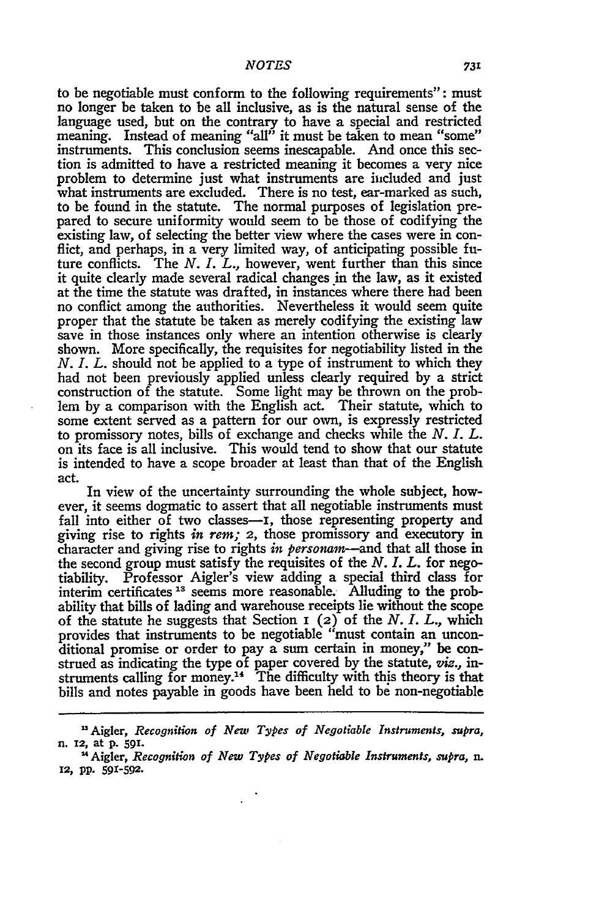to be negotiable must conform to the following requirements": must no longer be taken to be all inclusive, as is the natural sense of the language used, but on the contrary to have a special and restricted meaning. Instead of meaning "all" it must be taken to mean "some" instruments. This conclusion seems inescapable. And once this section is admitted to have a restricted meaning it becomes a very nice problem to determine just what instruments are included and just what instruments are excluded. There is no test, ear-marked as such, to be found in the statute. The normal purposes of legislation prepared to secure uniformity would seem to be those of codifying the existing law, of selecting the better view where the cases were in conflict, and perhaps, in a very limited way, of anticipating possible future conflicts. The *N. I. L.*, however, went further than this since it quite clearly made several radical changes in the law, as it existed at the time the statute was drafted, in instances where there had been no conflict among the authorities. Nevertheless it would seem quite proper that the statute be taken as merely codifying the existing law save in those instances only where an intention otherwise is clearly shown. More specifically, the requisites for negotiability listed in the *N. I. L.* should not be applied to a type of instrument to which they had not been previously applied unless clearly required by a strict construction of the statute. Some light may be thrown on the problem by a comparison with the English act. Their statute, which to some extent served as a pattern for our own, is expressly restricted to promissory notes, bills of exchange and checks while the *N. I. L.* on its face is all inclusive. This would tend to show that our statute is intended to have a scope broader at least than that of the English act.

In view of the uncertainty surrounding the whole subject, however, it seems dogmatic to assert that all negotiable instruments must fall into either of two classes—1, those representing property and giving rise to rights *in rem*; 2, those promissory and executory in character and giving rise to rights *in personam*—and that all those in the second group must satisfy the requisites of the *N. I. L.* for negotiability. Professor Aigler's view adding a special third class for interim certificates [13] seems more reasonable. Alluding to the probability that bills of lading and warehouse receipts lie without the scope of the statute he suggests that Section 1 (2) of the *N. I. L.*, which provides that instruments to be negotiable "must contain an unconditional promise or order to pay a sum certain in money," be construed as indicating the type of paper covered by the statute, *viz.*, instruments calling for money.[14] The difficulty with this theory is that bills and notes payable in goods have been held to be non-negotiable

---

[13] Aigler, *Recognition of New Types of Negotiable Instruments, supra*, n. 12, at p. 591.

[14] Aigler, *Recognition of New Types of Negotiable Instruments, supra*, n. 12, pp. 591-592.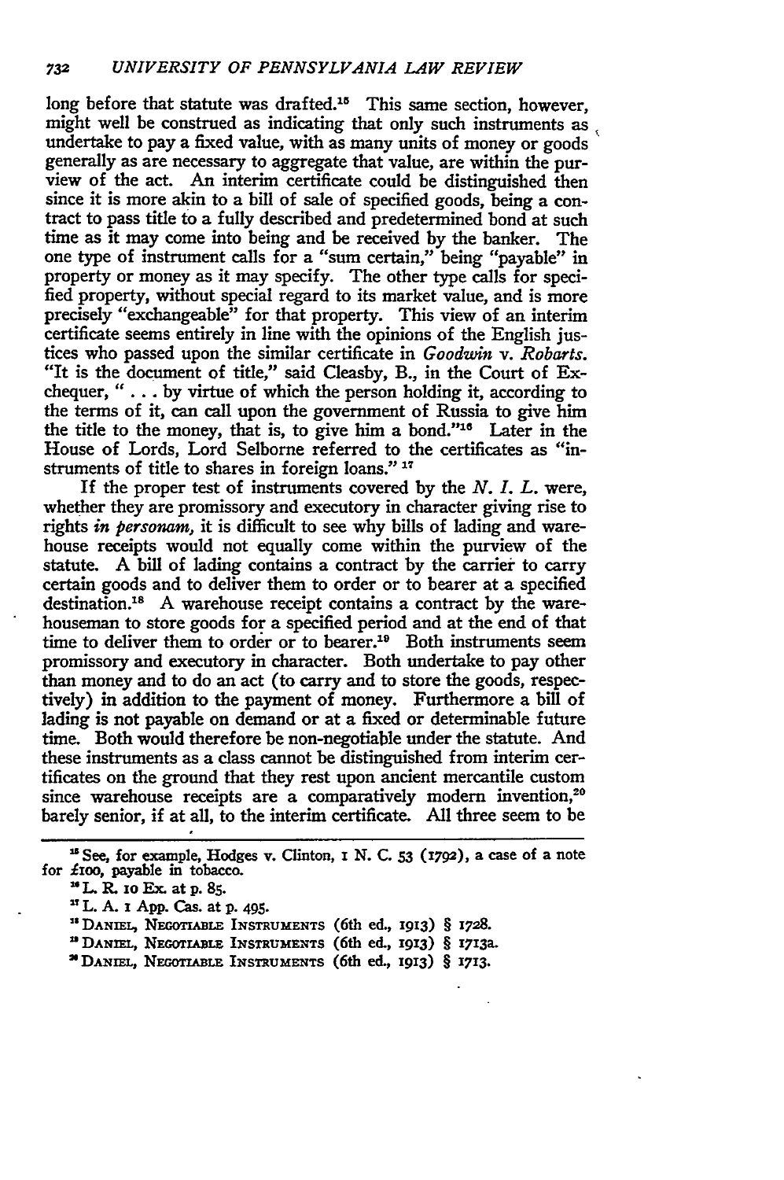long before that statute was drafted.[15] This same section, however, might well be construed as indicating that only such instruments as undertake to pay a fixed value, with as many units of money or goods generally as are necessary to aggregate that value, are within the purview of the act. An interim certificate could be distinguished then since it is more akin to a bill of sale of specified goods, being a contract to pass title to a fully described and predetermined bond at such time as it may come into being and be received by the banker. The one type of instrument calls for a "sum certain," being "payable" in property or money as it may specify. The other type calls for specified property, without special regard to its market value, and is more precisely "exchangeable" for that property. This view of an interim certificate seems entirely in line with the opinions of the English justices who passed upon the similar certificate in *Goodwin* v. *Robarts*. "It is the document of title," said Cleasby, B., in the Court of Exchequer, " . . . by virtue of which the person holding it, according to the terms of it, can call upon the government of Russia to give him the title to the money, that is, to give him a bond."[16] Later in the House of Lords, Lord Selborne referred to the certificates as "instruments of title to shares in foreign loans." [17]

If the proper test of instruments covered by the *N. I. L.* were, whether they are promissory and executory in character giving rise to rights *in personam*, it is difficult to see why bills of lading and warehouse receipts would not equally come within the purview of the statute. A bill of lading contains a contract by the carrier to carry certain goods and to deliver them to order or to bearer at a specified destination.[18] A warehouse receipt contains a contract by the warehouseman to store goods for a specified period and at the end of that time to deliver them to order or to bearer.[19] Both instruments seem promissory and executory in character. Both undertake to pay other than money and to do an act (to carry and to store the goods, respectively) in addition to the payment of money. Furthermore a bill of lading is not payable on demand or at a fixed or determinable future time. Both would therefore be non-negotiable under the statute. And these instruments as a class cannot be distinguished from interim certificates on the ground that they rest upon ancient mercantile custom since warehouse receipts are a comparatively modern invention,[20] barely senior, if at all, to the interim certificate. All three seem to be

[15] See, for example, Hodges v. Clinton, 1 N. C. 53 (1792), a case of a note for £100, payable in tobacco.

[16] L. R. 10 Ex. at p. 85.

[17] L. A. 1 App. Cas. at p. 495.

[18] DANIEL, NEGOTIABLE INSTRUMENTS (6th ed., 1913) § 1728.

[19] DANIEL, NEGOTIABLE INSTRUMENTS (6th ed., 1913) § 1713a.

[20] DANIEL, NEGOTIABLE INSTRUMENTS (6th ed., 1913) § 1713.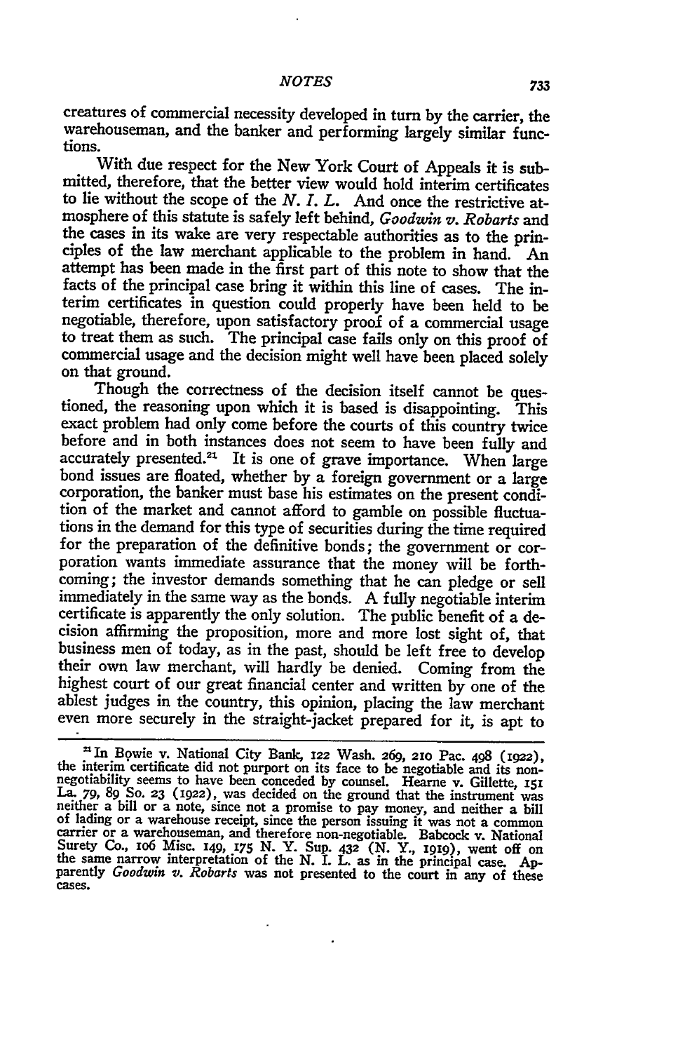creatures of commercial necessity developed in turn by the carrier, the warehouseman, and the banker and performing largely similar functions.

With due respect for the New York Court of Appeals it is submitted, therefore, that the better view would hold interim certificates to lie without the scope of the *N. I. L.* And once the restrictive atmosphere of this statute is safely left behind, *Goodwin v. Robarts* and the cases in its wake are very respectable authorities as to the principles of the law merchant applicable to the problem in hand. An attempt has been made in the first part of this note to show that the facts of the principal case bring it within this line of cases. The interim certificates in question could properly have been held to be negotiable, therefore, upon satisfactory proof of a commercial usage to treat them as such. The principal case fails only on this proof of commercial usage and the decision might well have been placed solely on that ground.

Though the correctness of the decision itself cannot be questioned, the reasoning upon which it is based is disappointing. This exact problem had only come before the courts of this country twice before and in both instances does not seem to have been fully and accurately presented.[21] It is one of grave importance. When large bond issues are floated, whether by a foreign government or a large corporation, the banker must base his estimates on the present condition of the market and cannot afford to gamble on possible fluctuations in the demand for this type of securities during the time required for the preparation of the definitive bonds; the government or corporation wants immediate assurance that the money will be forthcoming; the investor demands something that he can pledge or sell immediately in the same way as the bonds. A fully negotiable interim certificate is apparently the only solution. The public benefit of a decision affirming the proposition, more and more lost sight of, that business men of today, as in the past, should be left free to develop their own law merchant, will hardly be denied. Coming from the highest court of our great financial center and written by one of the ablest judges in the country, this opinion, placing the law merchant even more securely in the straight-jacket prepared for it, is apt to

---

[21] In Bowie v. National City Bank, 122 Wash. 269, 210 Pac. 498 (1922), the interim certificate did not purport on its face to be negotiable and its non-negotiability seems to have been conceded by counsel. Hearne v. Gillette, 151 La. 79, 89 So. 23 (1922), was decided on the ground that the instrument was neither a bill or a note, since not a promise to pay money, and neither a bill of lading or a warehouse receipt, since the person issuing it was not a common carrier or a warehouseman, and therefore non-negotiable. Babcock v. National Surety Co., 106 Misc. 149, 175 N. Y. Sup. 432 (N. Y., 1919), went off on the same narrow interpretation of the N. I. L. as in the principal case. Apparently *Goodwin v. Robarts* was not presented to the court in any of these cases.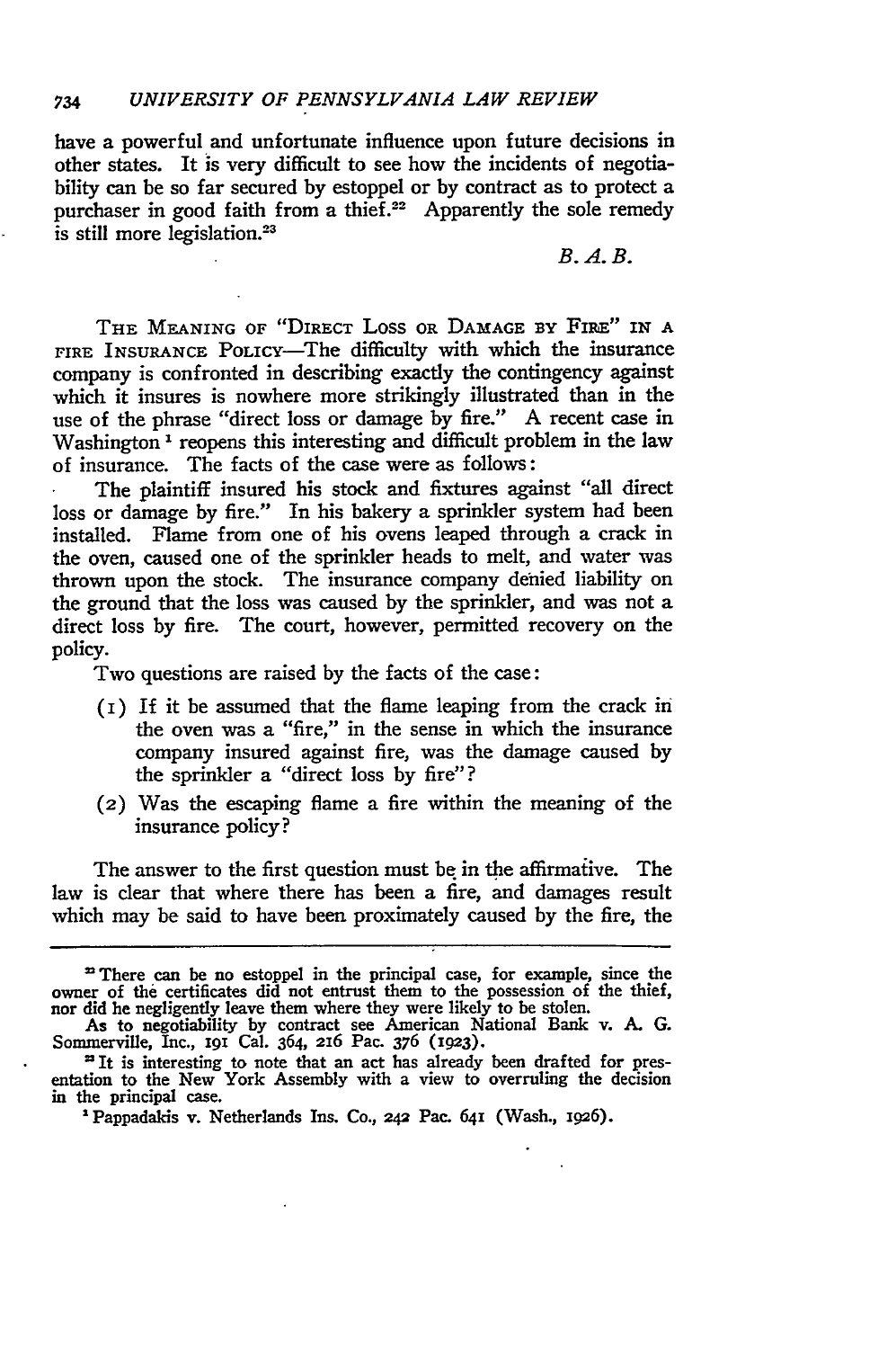have a powerful and unfortunate influence upon future decisions in other states. It is very difficult to see how the incidents of negotiability can be so far secured by estoppel or by contract as to protect a purchaser in good faith from a thief.[22] Apparently the sole remedy is still more legislation.[23]

*B. A. B.*

THE MEANING OF "DIRECT LOSS OR DAMAGE BY FIRE" IN A FIRE INSURANCE POLICY—The difficulty with which the insurance company is confronted in describing exactly the contingency against which it insures is nowhere more strikingly illustrated than in the use of the phrase "direct loss or damage by fire." A recent case in Washington[1] reopens this interesting and difficult problem in the law of insurance. The facts of the case were as follows:

The plaintiff insured his stock and fixtures against "all direct loss or damage by fire." In his bakery a sprinkler system had been installed. Flame from one of his ovens leaped through a crack in the oven, caused one of the sprinkler heads to melt, and water was thrown upon the stock. The insurance company denied liability on the ground that the loss was caused by the sprinkler, and was not a direct loss by fire. The court, however, permitted recovery on the policy.

Two questions are raised by the facts of the case:

(1) If it be assumed that the flame leaping from the crack in the oven was a "fire," in the sense in which the insurance company insured against fire, was the damage caused by the sprinkler a "direct loss by fire"?

(2) Was the escaping flame a fire within the meaning of the insurance policy?

The answer to the first question must be in the affirmative. The law is clear that where there has been a fire, and damages result which may be said to have been proximately caused by the fire, the

---

[22] There can be no estoppel in the principal case, for example, since the owner of the certificates did not entrust them to the possession of the thief, nor did he negligently leave them where they were likely to be stolen.

As to negotiability by contract see American National Bank v. A. G. Sommerville, Inc., 191 Cal. 364, 216 Pac. 376 (1923).

[23] It is interesting to note that an act has already been drafted for presentation to the New York Assembly with a view to overruling the decision in the principal case.

[1] Pappadakis v. Netherlands Ins. Co., 242 Pac. 641 (Wash., 1926).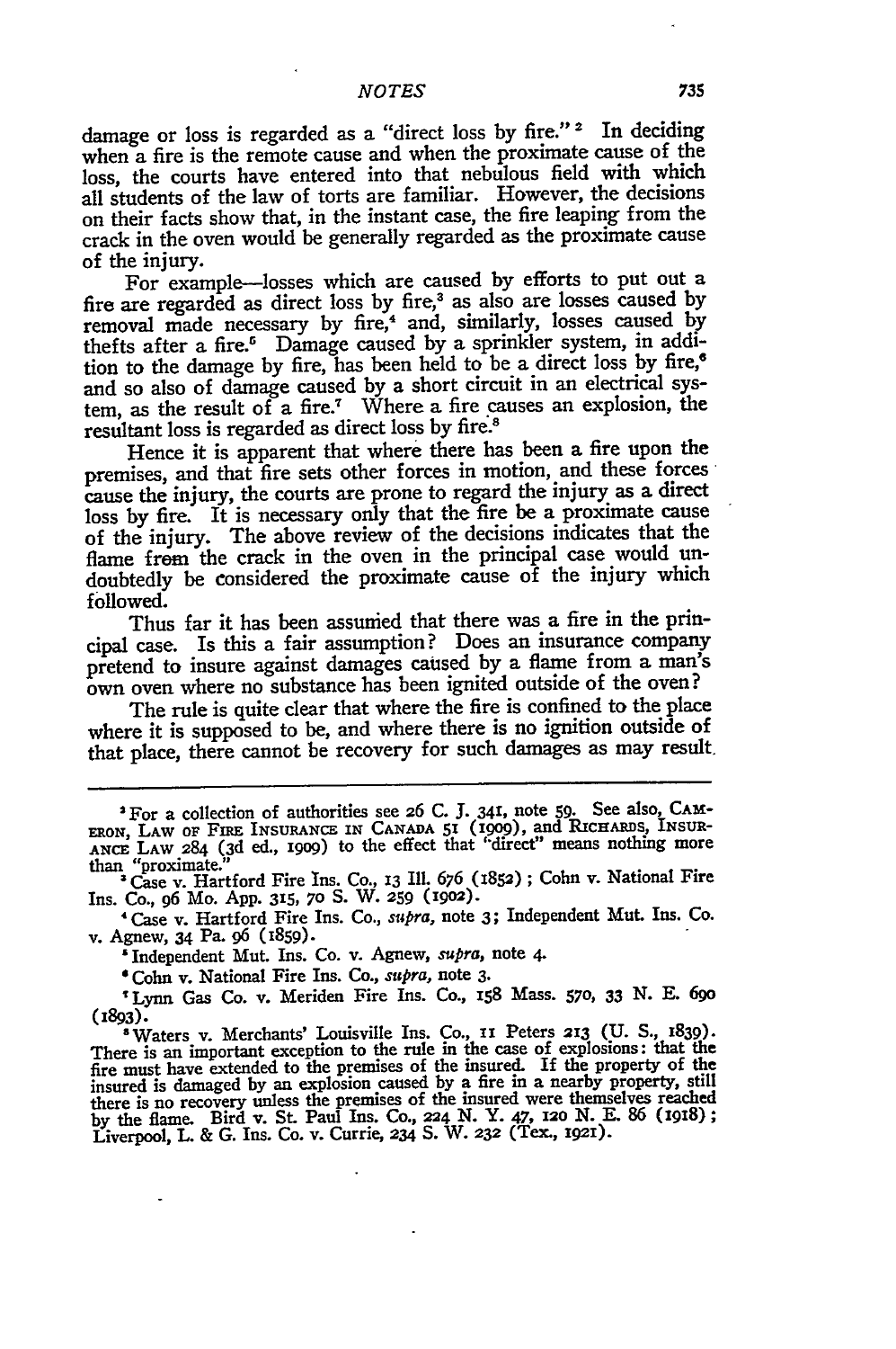damage or loss is regarded as a "direct loss by fire." [2] In deciding when a fire is the remote cause and when the proximate cause of the loss, the courts have entered into that nebulous field with which all students of the law of torts are familiar. However, the decisions on their facts show that, in the instant case, the fire leaping from the crack in the oven would be generally regarded as the proximate cause of the injury.

For example—losses which are caused by efforts to put out a fire are regarded as direct loss by fire, [3] as also are losses caused by removal made necessary by fire, [4] and, similarly, losses caused by thefts after a fire. [5] Damage caused by a sprinkler system, in addition to the damage by fire, has been held to be a direct loss by fire, [6] and so also of damage caused by a short circuit in an electrical system, as the result of a fire. [7] Where a fire causes an explosion, the resultant loss is regarded as direct loss by fire. [8]

Hence it is apparent that where there has been a fire upon the premises, and that fire sets other forces in motion, and these forces cause the injury, the courts are prone to regard the injury as a direct loss by fire. It is necessary only that the fire be a proximate cause of the injury. The above review of the decisions indicates that the flame from the crack in the oven in the principal case would undoubtedly be considered the proximate cause of the injury which followed.

Thus far it has been assumed that there was a fire in the principal case. Is this a fair assumption? Does an insurance company pretend to insure against damages caused by a flame from a man's own oven where no substance has been ignited outside of the oven?

The rule is quite clear that where the fire is confined to the place where it is supposed to be, and where there is no ignition outside of that place, there cannot be recovery for such damages as may result.

---

[2] For a collection of authorities see 26 C. J. 341, note 59. See also, CAMERON, LAW OF FIRE INSURANCE IN CANADA 51 (1909), and RICHARDS, INSURANCE LAW 284 (3d ed., 1909) to the effect that "direct" means nothing more than "proximate."

[3] Case v. Hartford Fire Ins. Co., 13 Ill. 676 (1852); Cohn v. National Fire Ins. Co., 96 Mo. App. 315, 70 S. W. 259 (1902).

[4] Case v. Hartford Fire Ins. Co., *supra*, note 3; Independent Mut. Ins. Co. v. Agnew, 34 Pa. 96 (1859).

[5] Independent Mut. Ins. Co. v. Agnew, *supra*, note 4.

[6] Cohn v. National Fire Ins. Co., *supra*, note 3.

[7] Lynn Gas Co. v. Meriden Fire Ins. Co., 158 Mass. 570, 33 N. E. 690 (1893).

[8] Waters v. Merchants' Louisville Ins. Co., 11 Peters 213 (U. S., 1839). There is an important exception to the rule in the case of explosions: that the fire must have extended to the premises of the insured. If the property of the insured is damaged by an explosion caused by a fire in a nearby property, still there is no recovery unless the premises of the insured were themselves reached by the flame. Bird v. St. Paul Ins. Co., 224 N. Y. 47, 120 N. E. 86 (1918); Liverpool, L. & G. Ins. Co. v. Currie, 234 S. W. 232 (Tex., 1921).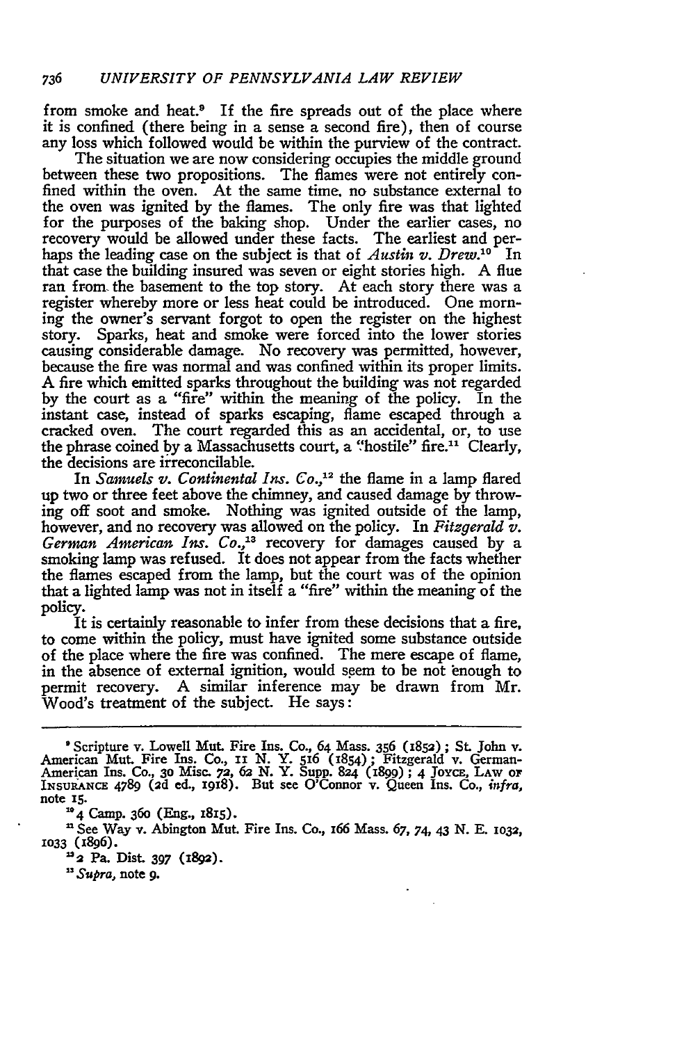from smoke and heat.[9] If the fire spreads out of the place where it is confined (there being in a sense a second fire), then of course any loss which followed would be within the purview of the contract.

The situation we are now considering occupies the middle ground between these two propositions. The flames were not entirely confined within the oven. At the same time, no substance external to the oven was ignited by the flames. The only fire was that lighted for the purposes of the baking shop. Under the earlier cases, no recovery would be allowed under these facts. The earliest and perhaps the leading case on the subject is that of *Austin v. Drew*.[10] In that case the building insured was seven or eight stories high. A flue ran from the basement to the top story. At each story there was a register whereby more or less heat could be introduced. One morning the owner's servant forgot to open the register on the highest story. Sparks, heat and smoke were forced into the lower stories causing considerable damage. No recovery was permitted, however, because the fire was normal and was confined within its proper limits. A fire which emitted sparks throughout the building was not regarded by the court as a "fire" within the meaning of the policy. In the instant case, instead of sparks escaping, flame escaped through a cracked oven. The court regarded this as an accidental, or, to use the phrase coined by a Massachusetts court, a "hostile" fire.[11] Clearly, the decisions are irreconcilable.

In *Samuels v. Continental Ins. Co.*,[12] the flame in a lamp flared up two or three feet above the chimney, and caused damage by throwing off soot and smoke. Nothing was ignited outside of the lamp, however, and no recovery was allowed on the policy. In *Fitzgerald v. German American Ins. Co.*,[13] recovery for damages caused by a smoking lamp was refused. It does not appear from the facts whether the flames escaped from the lamp, but the court was of the opinion that a lighted lamp was not in itself a "fire" within the meaning of the policy.

It is certainly reasonable to infer from these decisions that a fire, to come within the policy, must have ignited some substance outside of the place where the fire was confined. The mere escape of flame, in the absence of external ignition, would seem to be not enough to permit recovery. A similar inference may be drawn from Mr. Wood's treatment of the subject. He says:

---

[9] Scripture v. Lowell Mut. Fire Ins. Co., 64 Mass. 356 (1852); St. John v. American Mut. Fire Ins. Co., 11 N. Y. 516 (1854); Fitzgerald v. German-American Ins. Co., 30 Misc. 72, 62 N. Y. Supp. 824 (1899); 4 Joyce, Law of Insurance 4789 (2d ed., 1918). But see O'Connor v. Queen Ins. Co., *infra*, note 15.

[10] 4 Camp. 360 (Eng., 1815).

[11] See Way v. Abington Mut. Fire Ins. Co., 166 Mass. 67, 74, 43 N. E. 1032, 1033 (1896).

[12] 2 Pa. Dist. 397 (1892).

[13] *Supra*, note 9.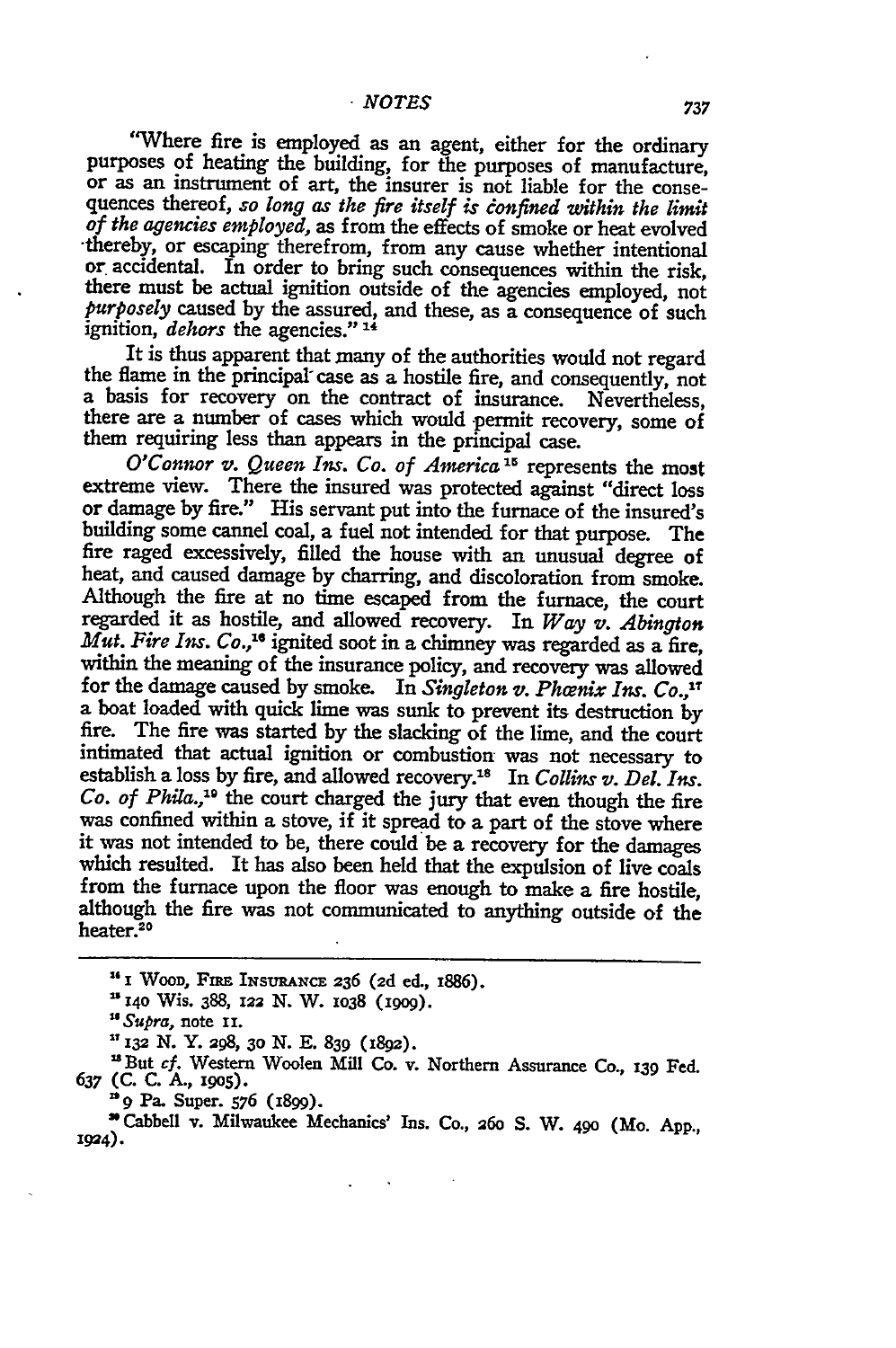"Where fire is employed as an agent, either for the ordinary purposes of heating the building, for the purposes of manufacture, or as an instrument of art, the insurer is not liable for the consequences thereof, *so long as the fire itself is confined within the limit of the agencies employed,* as from the effects of smoke or heat evolved thereby, or escaping therefrom, from any cause whether intentional or accidental. In order to bring such consequences within the risk, there must be actual ignition outside of the agencies employed, not *purposely* caused by the assured, and these, as a consequence of such ignition, *dehors* the agencies."[14]

It is thus apparent that many of the authorities would not regard the flame in the principal case as a hostile fire, and consequently, not a basis for recovery on the contract of insurance. Nevertheless, there are a number of cases which would permit recovery, some of them requiring less than appears in the principal case.

*O'Connor v. Queen Ins. Co. of America*[15] represents the most extreme view. There the insured was protected against "direct loss or damage by fire." His servant put into the furnace of the insured's building some cannel coal, a fuel not intended for that purpose. The fire raged excessively, filled the house with an unusual degree of heat, and caused damage by charring, and discoloration from smoke. Although the fire at no time escaped from the furnace, the court regarded it as hostile, and allowed recovery. In *Way v. Abington Mut. Fire Ins. Co.*,[16] ignited soot in a chimney was regarded as a fire, within the meaning of the insurance policy, and recovery was allowed for the damage caused by smoke. In *Singleton v. Phœnix Ins. Co.*,[17] a boat loaded with quick lime was sunk to prevent its destruction by fire. The fire was started by the slacking of the lime, and the court intimated that actual ignition or combustion was not necessary to establish a loss by fire, and allowed recovery.[18] In *Collins v. Del. Ins. Co. of Phila.*,[19] the court charged the jury that even though the fire was confined within a stove, if it spread to a part of the stove where it was not intended to be, there could be a recovery for the damages which resulted. It has also been held that the expulsion of live coals from the furnace upon the floor was enough to make a fire hostile, although the fire was not communicated to anything outside of the heater.[20]

---

[14] 1 WOOD, FIRE INSURANCE 236 (2d ed., 1886).

[15] 140 Wis. 388, 122 N. W. 1038 (1909).

[16] *Supra*, note 11.

[17] 132 N. Y. 298, 30 N. E. 839 (1892).

[18] But *cf.* Western Woolen Mill Co. v. Northern Assurance Co., 139 Fed. 637 (C. C. A., 1905).

[19] 9 Pa. Super. 576 (1899).

[20] Cabbell v. Milwaukee Mechanics' Ins. Co., 260 S. W. 490 (Mo. App., 1924).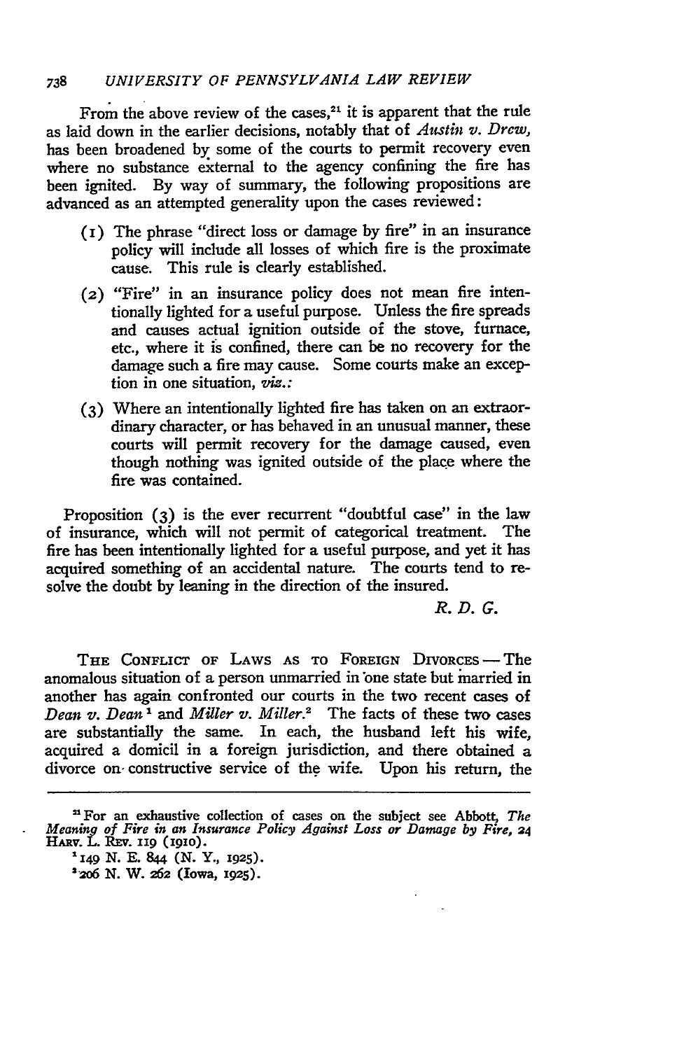From the above review of the cases,[21] it is apparent that the rule as laid down in the earlier decisions, notably that of *Austin v. Drew*, has been broadened by some of the courts to permit recovery even where no substance external to the agency confining the fire has been ignited. By way of summary, the following propositions are advanced as an attempted generality upon the cases reviewed:

(1) The phrase "direct loss or damage by fire" in an insurance policy will include all losses of which fire is the proximate cause. This rule is clearly established.

(2) "Fire" in an insurance policy does not mean fire intentionally lighted for a useful purpose. Unless the fire spreads and causes actual ignition outside of the stove, furnace, etc., where it is confined, there can be no recovery for the damage such a fire may cause. Some courts make an exception in one situation, *viz.*:

(3) Where an intentionally lighted fire has taken on an extraordinary character, or has behaved in an unusual manner, these courts will permit recovery for the damage caused, even though nothing was ignited outside of the place where the fire was contained.

Proposition (3) is the ever recurrent "doubtful case" in the law of insurance, which will not permit of categorical treatment. The fire has been intentionally lighted for a useful purpose, and yet it has acquired something of an accidental nature. The courts tend to resolve the doubt by leaning in the direction of the insured.

*R. D. G.*

THE CONFLICT OF LAWS AS TO FOREIGN DIVORCES — The anomalous situation of a person unmarried in one state but married in another has again confronted our courts in the two recent cases of *Dean v. Dean*[1] and *Miller v. Miller*.[2] The facts of these two cases are substantially the same. In each, the husband left his wife, acquired a domicil in a foreign jurisdiction, and there obtained a divorce on constructive service of the wife. Upon his return, the

---

[21] For an exhaustive collection of cases on the subject see Abbott, *The Meaning of Fire in an Insurance Policy Against Loss or Damage by Fire*, 24 HARV. L. REV. 119 (1910).

[1] 149 N. E. 844 (N. Y., 1925).

[2] 206 N. W. 262 (Iowa, 1925).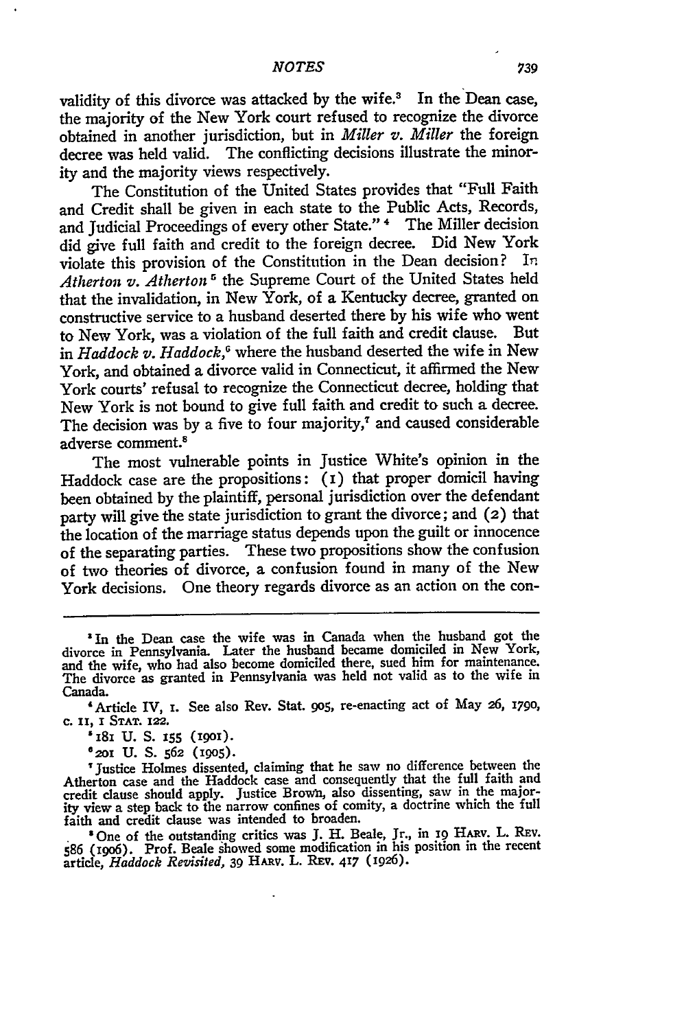validity of this divorce was attacked by the wife.[3] In the Dean case, the majority of the New York court refused to recognize the divorce obtained in another jurisdiction, but in *Miller v. Miller* the foreign decree was held valid. The conflicting decisions illustrate the minority and the majority views respectively.

The Constitution of the United States provides that "Full Faith and Credit shall be given in each state to the Public Acts, Records, and Judicial Proceedings of every other State." [4] The Miller decision did give full faith and credit to the foreign decree. Did New York violate this provision of the Constitution in the Dean decision? In *Atherton v. Atherton* [5] the Supreme Court of the United States held that the invalidation, in New York, of a Kentucky decree, granted on constructive service to a husband deserted there by his wife who went to New York, was a violation of the full faith and credit clause. But in *Haddock v. Haddock*,[6] where the husband deserted the wife in New York, and obtained a divorce valid in Connecticut, it affirmed the New York courts' refusal to recognize the Connecticut decree, holding that New York is not bound to give full faith and credit to such a decree. The decision was by a five to four majority,[7] and caused considerable adverse comment.[8]

The most vulnerable points in Justice White's opinion in the Haddock case are the propositions: (1) that proper domicil having been obtained by the plaintiff, personal jurisdiction over the defendant party will give the state jurisdiction to grant the divorce; and (2) that the location of the marriage status depends upon the guilt or innocence of the separating parties. These two propositions show the confusion of two theories of divorce, a confusion found in many of the New York decisions. One theory regards divorce as an action on the con-

---

[3] In the Dean case the wife was in Canada when the husband got the divorce in Pennsylvania. Later the husband became domiciled in New York, and the wife, who had also become domiciled there, sued him for maintenance. The divorce as granted in Pennsylvania was held not valid as to the wife in Canada.

[4] Article IV, 1. See also Rev. Stat. 905, re-enacting act of May 26, 1790, c. 11, 1 STAT. 122.

[5] 181 U. S. 155 (1901).

[6] 201 U. S. 562 (1905).

[7] Justice Holmes dissented, claiming that he saw no difference between the Atherton case and the Haddock case and consequently that the full faith and credit clause should apply. Justice Brown, also dissenting, saw in the majority view a step back to the narrow confines of comity, a doctrine which the full faith and credit clause was intended to broaden.

[8] One of the outstanding critics was J. H. Beale, Jr., in 19 HARV. L. REV. 586 (1906). Prof. Beale showed some modification in his position in the recent article, *Haddock Revisited*, 39 HARV. L. REV. 417 (1926).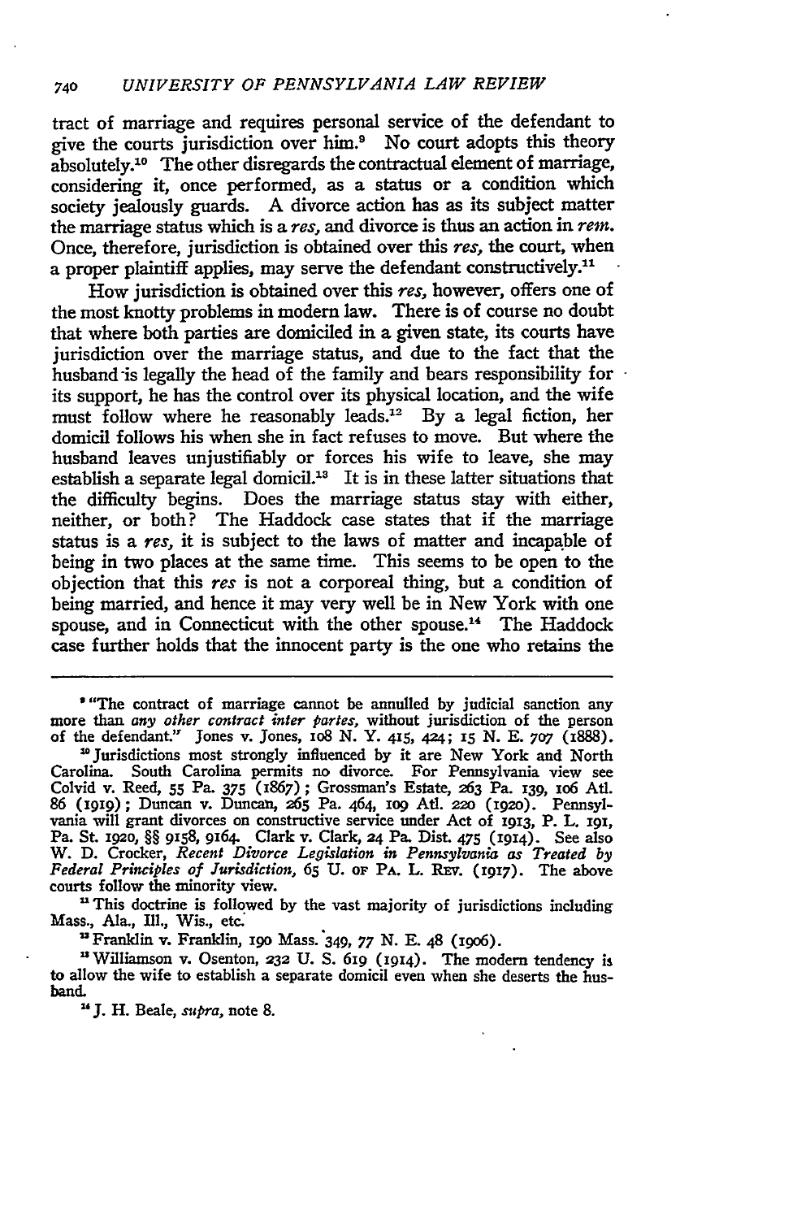tract of marriage and requires personal service of the defendant to give the courts jurisdiction over him.[9] No court adopts this theory absolutely.[10] The other disregards the contractual element of marriage, considering it, once performed, as a status or a condition which society jealously guards. A divorce action has as its subject matter the marriage status which is a *res*, and divorce is thus an action in *rem*. Once, therefore, jurisdiction is obtained over this *res*, the court, when a proper plaintiff applies, may serve the defendant constructively.[11]

How jurisdiction is obtained over this *res*, however, offers one of the most knotty problems in modern law. There is of course no doubt that where both parties are domiciled in a given state, its courts have jurisdiction over the marriage status, and due to the fact that the husband is legally the head of the family and bears responsibility for its support, he has the control over its physical location, and the wife must follow where he reasonably leads.[12] By a legal fiction, her domicil follows his when she in fact refuses to move. But where the husband leaves unjustifiably or forces his wife to leave, she may establish a separate legal domicil.[13] It is in these latter situations that the difficulty begins. Does the marriage status stay with either, neither, or both? The Haddock case states that if the marriage status is a *res*, it is subject to the laws of matter and incapable of being in two places at the same time. This seems to be open to the objection that this *res* is not a corporeal thing, but a condition of being married, and hence it may very well be in New York with one spouse, and in Connecticut with the other spouse.[14] The Haddock case further holds that the innocent party is the one who retains the

---

[9] "The contract of marriage cannot be annulled by judicial sanction any more than *any other contract inter partes*, without jurisdiction of the person of the defendant." Jones v. Jones, 108 N. Y. 415, 424; 15 N. E. 707 (1888).

[10] Jurisdictions most strongly influenced by it are New York and North Carolina. South Carolina permits no divorce. For Pennsylvania view see Colvid v. Reed, 55 Pa. 375 (1867); Grossman's Estate, 263 Pa. 139, 106 Atl. 86 (1919); Duncan v. Duncan, 265 Pa. 464, 109 Atl. 220 (1920). Pennsylvania will grant divorces on constructive service under Act of 1913, P. L. 191, Pa. St. 1920, §§ 9158, 9164. Clark v. Clark, 24 Pa. Dist. 475 (1914). See also W. D. Crocker, *Recent Divorce Legislation in Pennsylvania as Treated by Federal Principles of Jurisdiction*, 65 U. of Pa. L. Rev. (1917). The above courts follow the minority view.

[11] This doctrine is followed by the vast majority of jurisdictions including Mass., Ala., Ill., Wis., etc.

[12] Franklin v. Franklin, 190 Mass. 349, 77 N. E. 48 (1906).

[13] Williamson v. Osenton, 232 U. S. 619 (1914). The modern tendency is to allow the wife to establish a separate domicil even when she deserts the husband.

[14] J. H. Beale, *supra*, note 8.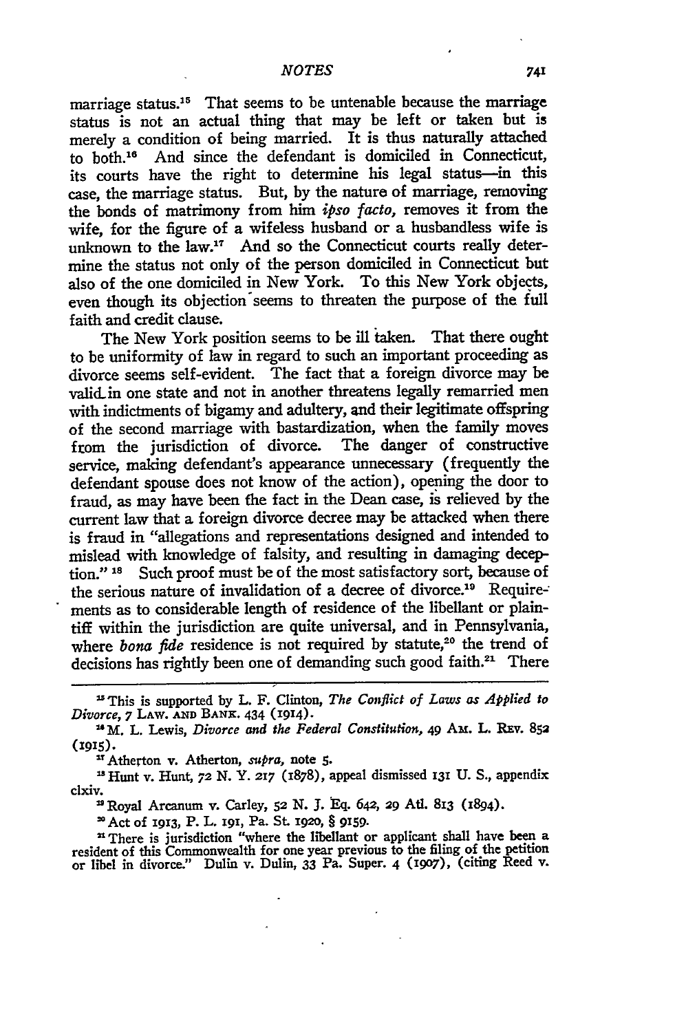marriage status.[15] That seems to be untenable because the marriage status is not an actual thing that may be left or taken but is merely a condition of being married. It is thus naturally attached to both.[16] And since the defendant is domiciled in Connecticut, its courts have the right to determine his legal status—in this case, the marriage status. But, by the nature of marriage, removing the bonds of matrimony from him *ipso facto,* removes it from the wife, for the figure of a wifeless husband or a husbandless wife is unknown to the law.[17] And so the Connecticut courts really determine the status not only of the person domiciled in Connecticut but also of the one domiciled in New York. To this New York objects, even though its objection seems to threaten the purpose of the full faith and credit clause.

The New York position seems to be ill taken. That there ought to be uniformity of law in regard to such an important proceeding as divorce seems self-evident. The fact that a foreign divorce may be valid in one state and not in another threatens legally remarried men with indictments of bigamy and adultery, and their legitimate offspring of the second marriage with bastardization, when the family moves from the jurisdiction of divorce. The danger of constructive service, making defendant's appearance unnecessary (frequently the defendant spouse does not know of the action), opening the door to fraud, as may have been the fact in the Dean case, is relieved by the current law that a foreign divorce decree may be attacked when there is fraud in "allegations and representations designed and intended to mislead with knowledge of falsity, and resulting in damaging deception." [18] Such proof must be of the most satisfactory sort, because of the serious nature of invalidation of a decree of divorce.[19] Requirements as to considerable length of residence of the libellant or plaintiff within the jurisdiction are quite universal, and in Pennsylvania, where *bona fide* residence is not required by statute,[20] the trend of decisions has rightly been one of demanding such good faith.[21] There

---

[15] This is supported by L. F. Clinton, *The Conflict of Laws as Applied to Divorce,* 7 LAW AND BANK. 434 (1914).

[16] M. L. Lewis, *Divorce and the Federal Constitution,* 49 AM. L. REV. 852 (1915).

[17] Atherton v. Atherton, *supra,* note 5.

[18] Hunt v. Hunt, 72 N. Y. 217 (1878), appeal dismissed 131 U. S., appendix clxiv.

[19] Royal Arcanum v. Carley, 52 N. J. Eq. 642, 29 Atl. 813 (1894).

[20] Act of 1913, P. L. 191, Pa. St. 1920, § 9159.

[21] There is jurisdiction "where the libellant or applicant shall have been a resident of this Commonwealth for one year previous to the filing of the petition or libel in divorce." Dulin v. Dulin, 33 Pa. Super. 4 (1907), (citing Reed v.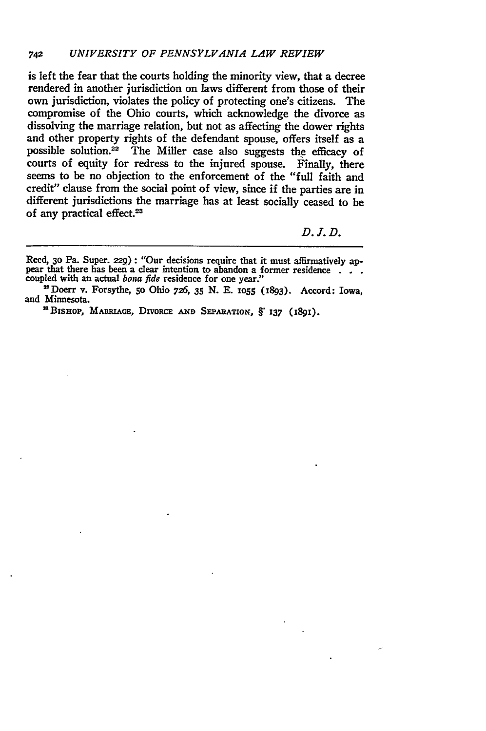is left the fear that the courts holding the minority view, that a decree rendered in another jurisdiction on laws different from those of their own jurisdiction, violates the policy of protecting one's citizens. The compromise of the Ohio courts, which acknowledge the divorce as dissolving the marriage relation, but not as affecting the dower rights and other property rights of the defendant spouse, offers itself as a possible solution.[22] The Miller case also suggests the efficacy of courts of equity for redress to the injured spouse. Finally, there seems to be no objection to the enforcement of the "full faith and credit" clause from the social point of view, since if the parties are in different jurisdictions the marriage has at least socially ceased to be of any practical effect.[23]

*D. J. D.*

---

Reed, 30 Pa. Super. 229): "Our decisions require that it must affirmatively appear that there has been a clear intention to abandon a former residence . . . coupled with an actual *bona fide* residence for one year."

[22] Doerr v. Forsythe, 50 Ohio 726, 35 N. E. 1055 (1893). Accord: Iowa, and Minnesota.

[23] Bishop, Marriage, Divorce and Separation, § 137 (1891).